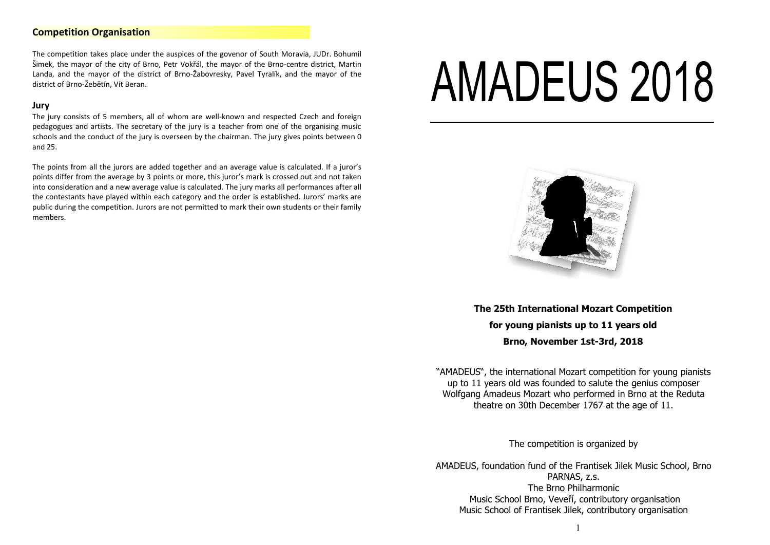## Competition Organisation

The competition takes place under the auspices of the govenor of South Moravia, JUDr. Bohumil Šimek, the mayor of the city of Brno, Petr Vokřál, the mayor of the Brno-centre district, Martin Landa, and the mayor of the district of Brno-Žabovresky, Pavel Tyralík, and the mayor of the district of Brno-Žebětín, Vít Beran.

### Jury

The jury consists of 5 members, all of whom are well-known and respected Czech and foreign pedagogues and artists. The secretary of the jury is a teacher from one of the organising music schools and the conduct of the jury is overseen by the chairman. The jury gives points between 0 and 25.

The points from all the jurors are added together and an average value is calculated. If a juror's points differ from the average by 3 points or more, this juror's mark is crossed out and not taken into consideration and a new average value is calculated. The jury marks all performances after all the contestants have played within each category and the order is established. Jurors' marks are public during the competition. Jurors are not permitted to mark their own students or their family members.

# AMADEUS 2018

**The 25th International Mozart Competition**

**for young pianists up to 11 years old**

**Brno, November 1st-3rd, 2018**

"AMADEUS", the international Mozart competition for young pianists up to 11 years old was founded to salute the genius composer Wolfgang Amadeus Mozart who performed in Brno at the Reduta theatre on 30th December 1767 at the age of 11.

The competition is organized by

AMADEUS, foundation fund of the Frantisek Jilek Music School, Brno
PARNAS, z.s.
The Brno Philharmonic
Music School Brno, Veveří, contributory organisation
Music School of Frantisek Jilek, contributory organisation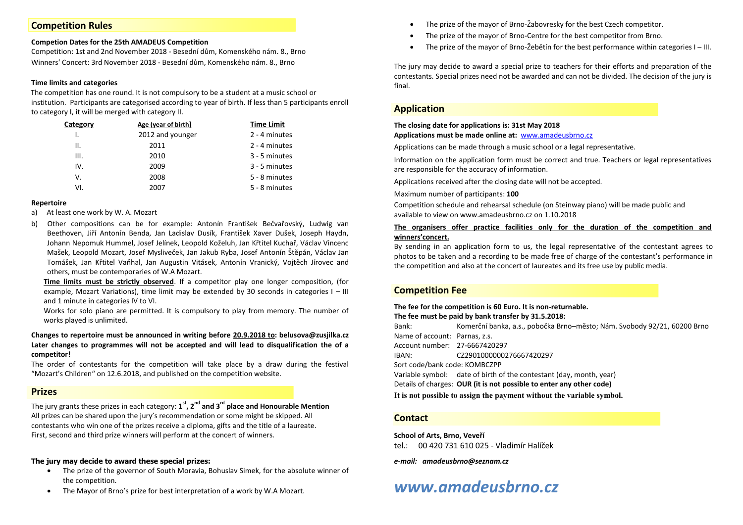## Competition Rules

**Competion Dates for the 25th AMADEUS Competition**

Competition: 1st and 2nd November 2018 - Besední dům, Komenského nám. 8., Brno

Winners' Concert: 3rd November 2018 - Besední dům, Komenského nám. 8., Brno

**Time limits and categories**

The competition has one round. It is not compulsory to be a student at a music school or institution. Participants are categorised according to year of birth. If less than 5 participants enroll to category I, it will be merged with category II.

| Category | Age (year of birth) | Time Limit |
|---|---|---|
| I. | 2012 and younger | 2 - 4 minutes |
| II. | 2011 | 2 - 4 minutes |
| III. | 2010 | 3 - 5 minutes |
| IV. | 2009 | 3 - 5 minutes |
| V. | 2008 | 5 - 8 minutes |
| VI. | 2007 | 5 - 8 minutes |

**Repertoire**

a) At least one work by W. A. Mozart

b) Other compositions can be for example: Antonín František Bečvařovský, Ludwig van Beethoven, Jiří Antonín Benda, Jan Ladislav Dusík, František Xaver Dušek, Joseph Haydn, Johann Nepomuk Hummel, Josef Jelínek, Leopold Koželuh, Jan Křtitel Kuchař, Václav Vincenc Mašek, Leopold Mozart, Josef Mysliveček, Jan Jakub Ryba, Josef Antonín Štěpán, Václav Jan Tomášek, Jan Křtitel Vaňhal, Jan Augustin Vitásek, Antonín Vranický, Vojtěch Jírovec and others, must be contemporaries of W.A Mozart.

**Time limits must be strictly observed**. If a competitor play one longer composition, (for example, Mozart Variations), time limit may be extended by 30 seconds in categories I – III and 1 minute in categories IV to VI.

Works for solo piano are permitted. It is compulsory to play from memory. The number of works played is unlimited.

**Changes to repertoire must be announced in writing before 20.9.2018 to: belusova@zusjilka.cz Later changes to programmes will not be accepted and will lead to disqualification the of a competitor!**

The order of contestants for the competition will take place by a draw during the festival "Mozart's Children" on 12.6.2018, and published on the competition website.

## Prizes

The jury grants these prizes in each category: **1st, 2nd and 3rd place and Honourable Mention**

All prizes can be shared upon the jury's recommendation or some might be skipped. All contestants who win one of the prizes receive a diploma, gifts and the title of a laureate. First, second and third prize winners will perform at the concert of winners.

**The jury may decide to award these special prizes:**

- The prize of the governor of South Moravia, Bohuslav Simek, for the absolute winner of the competition.
- The Mayor of Brno's prize for best interpretation of a work by W.A Mozart.
- The prize of the mayor of Brno-Žabovresky for the best Czech competitor.
- The prize of the mayor of Brno-Centre for the best competitor from Brno.
- The prize of the mayor of Brno-Žebětín for the best performance within categories I – III.

The jury may decide to award a special prize to teachers for their efforts and preparation of the contestants. Special prizes need not be awarded and can not be divided. The decision of the jury is final.

## Application

**The closing date for applications is: 31st May 2018**

**Applications must be made online at:** www.amadeusbrno.cz

Applications can be made through a music school or a legal representative.

Information on the application form must be correct and true. Teachers or legal representatives are responsible for the accuracy of information.

Applications received after the closing date will not be accepted.

Maximum number of participants: **100**

Competition schedule and rehearsal schedule (on Steinway piano) will be made public and available to view on www.amadeusbrno.cz on 1.10.2018

**The organisers offer practice facilities only for the duration of the competition and winners'concert.**

By sending in an application form to us, the legal representative of the contestant agrees to photos to be taken and a recording to be made free of charge of the contestant's performance in the competition and also at the concert of laureates and its free use by public media.

## Competition Fee

**The fee for the competition is 60 Euro. It is non-returnable.**

**The fee must be paid by bank transfer by 31.5.2018:**

Bank: Komerční banka, a.s., pobočka Brno–město; Nám. Svobody 92/21, 60200 Brno

Name of account: Parnas, z.s.

Account number: 27-6667420297

IBAN: CZ2901000000276667420297

Sort code/bank code: KOMBCZPP

Variable symbol: date of birth of the contestant (day, month, year)

Details of charges: **OUR (it is not possible to enter any other code)**

**It is not possible to assign the payment without the variable symbol.**

## Contact

**School of Arts, Brno, Veveří**

tel.: 00 420 731 610 025 - Vladimír Halíček

***e-mail: amadeusbrno@seznam.cz***

# *www.amadeusbrno.cz*